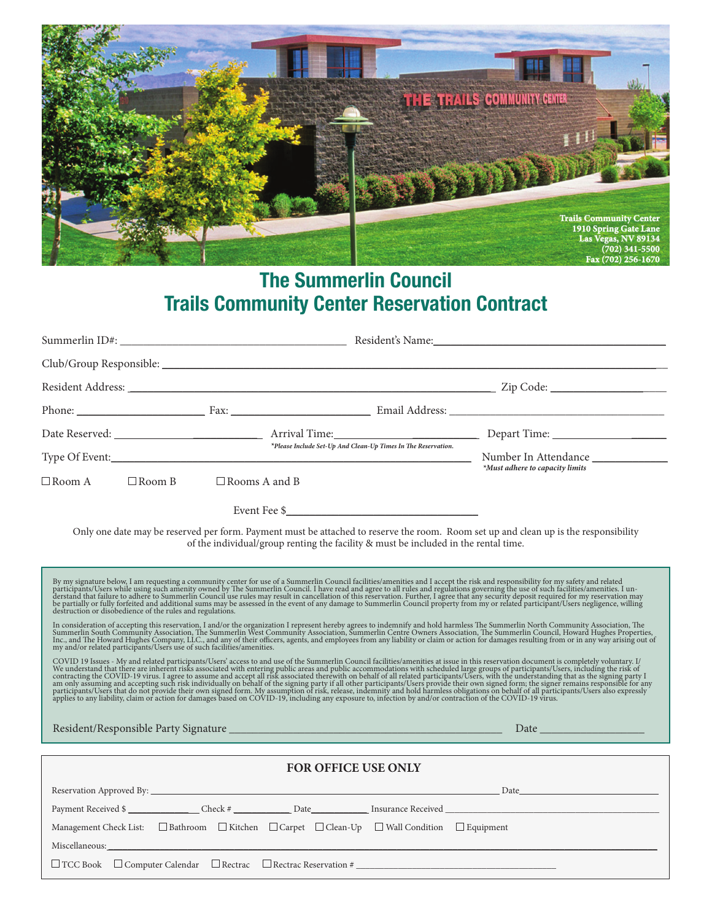Trails Community Center
1910 Spring Gate Lane
Las Vegas, NV 89134
(702) 341-5500
Fax (702) 256-1670

# The Summerlin Council
# Trails Community Center Reservation Contract

Summerlin ID#: ______________________ Resident's Name: ______________________

Club/Group Responsible: ______________________

Resident Address: ______________________ Zip Code: ______________

Phone: ______________ Fax: ______________ Email Address: ______________________

Date Reserved: ______________ Arrival Time: ______________ Depart Time: ______________

*\*Please Include Set-Up And Clean-Up Times In The Reservation.*

Type Of Event: ______________________ Number In Attendance ______________

*\*Must adhere to capacity limits*

☐ Room A ☐ Room B ☐ Rooms A and B

Event Fee $______________

Only one date may be reserved per form. Payment must be attached to reserve the room. Room set up and clean up is the responsibility of the individual/group renting the facility & must be included in the rental time.

By my signature below, I am requesting a community center for use of a Summerlin Council facilities/amenities and I accept the risk and responsibility for my safety and related participants/Users while using such amenity owned by The Summerlin Council. I have read and agree to all rules and regulations governing the use of such facilities/amenities. I understand that failure to adhere to Summerlin Council use rules may result in cancellation of this reservation. Further, I agree that any security deposit required for my reservation may be partially or fully forfeited and additional sums may be assessed in the event of any damage to Summerlin Council property from my or related participant/Users negligence, willing destruction or disobedience of the rules and regulations.

In consideration of accepting this reservation, I and/or the organization I represent hereby agrees to indemnify and hold harmless The Summerlin North Community Association, The Summerlin South Community Association, The Summerlin West Community Association, Summerlin Centre Owners Association, The Summerlin Council, Howard Hughes Properties, Inc., and The Howard Hughes Company, LLC., and any of their officers, agents, and employees from any liability or claim or action for damages resulting from or in any way arising out of my and/or related participants/Users use of such facilities/amenities.

COVID 19 Issues - My and related participants/Users' access to and use of the Summerlin Council facilities/amenities at issue in this reservation document is completely voluntary. I/We understand that there are inherent risks associated with entering public areas and public accommodations with scheduled large groups of participants/Users, including the risk of contracting the COVID-19 virus. I agree to assume and accept all risk associated therewith on behalf of all related participants/Users, with the understanding that as the signing party I am only assuming and accepting such risk individually on behalf of the signing party if all other participants/Users provide their own signed form; the signer remains responsible for any participants/Users that do not provide their own signed form. My assumption of risk, release, indemnity and hold harmless obligations on behalf of all participants/Users also expressly applies to any liability, claim or action for damages based on COVID-19, including any exposure to, infection by and/or contraction of the COVID-19 virus.

Resident/Responsible Party Signature ______________________ Date ______________

**FOR OFFICE USE ONLY**

Reservation Approved By: ______________________ Date ______________

Payment Received $ ______________ Check # ______________ Date ______________ Insurance Received ______________

Management Check List: ☐ Bathroom ☐ Kitchen ☐ Carpet ☐ Clean-Up ☐ Wall Condition ☐ Equipment

Miscellaneous: ______________________

☐ TCC Book ☐ Computer Calendar ☐ Rectrac ☐ Rectrac Reservation # ______________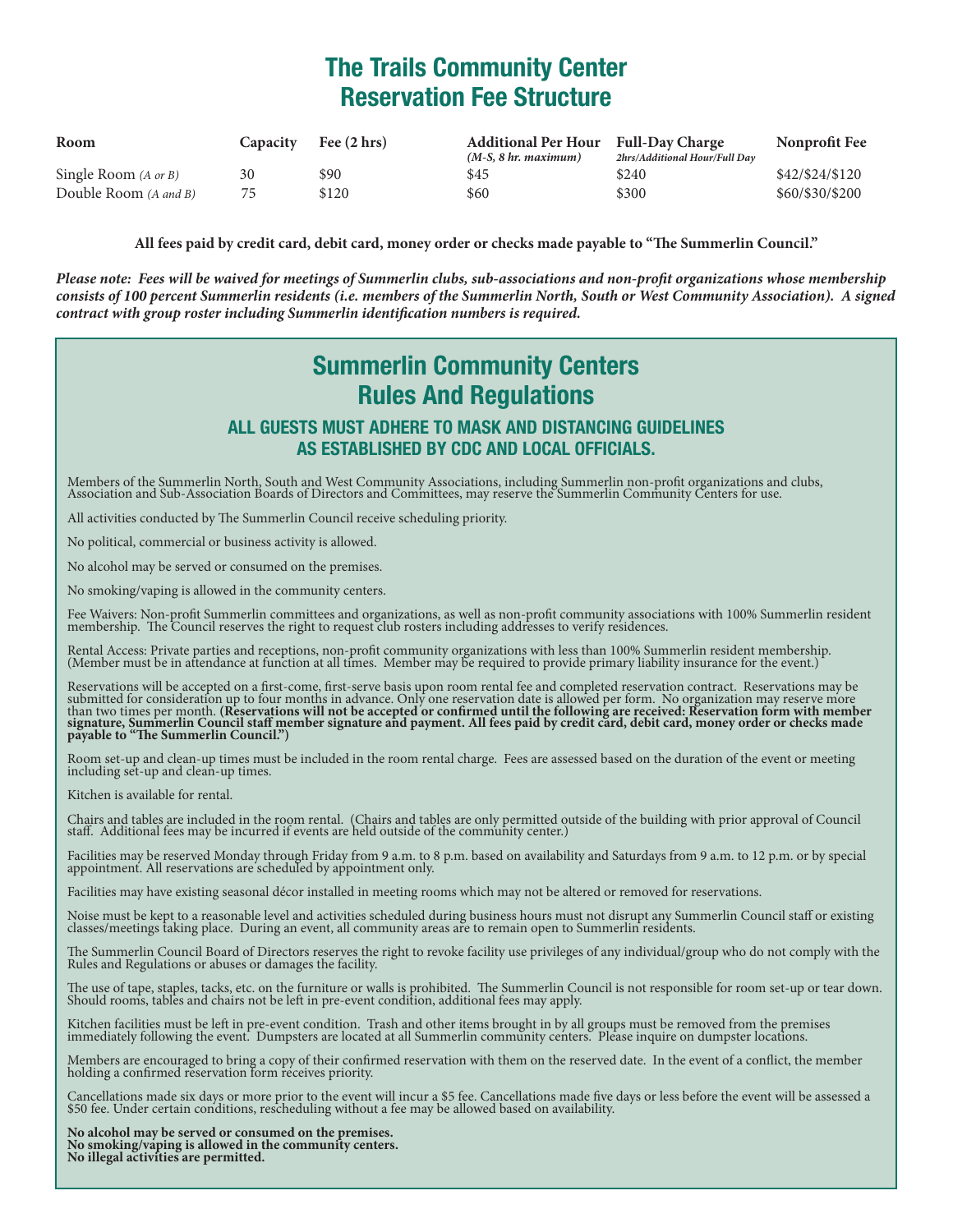# The Trails Community Center
# Reservation Fee Structure

| Room | Capacity | Fee (2 hrs) | Additional Per Hour *(M-S, 8 hr. maximum)* | Full-Day Charge *2hrs/Additional Hour/Full Day* | Nonprofit Fee |
|---|---|---|---|---|---|
| Single Room *(A or B)* | 30 | $90 | $45 | $240 | $42/$24/$120 |
| Double Room *(A and B)* | 75 | $120 | $60 | $300 | $60/$30/$200 |

**All fees paid by credit card, debit card, money order or checks made payable to "The Summerlin Council."**

***Please note: Fees will be waived for meetings of Summerlin clubs, sub-associations and non-profit organizations whose membership consists of 100 percent Summerlin residents (i.e. members of the Summerlin North, South or West Community Association). A signed contract with group roster including Summerlin identification numbers is required.***

## Summerlin Community Centers Rules And Regulations

### ALL GUESTS MUST ADHERE TO MASK AND DISTANCING GUIDELINES AS ESTABLISHED BY CDC AND LOCAL OFFICIALS.

Members of the Summerlin North, South and West Community Associations, including Summerlin non-profit organizations and clubs, Association and Sub-Association Boards of Directors and Committees, may reserve the Summerlin Community Centers for use.

All activities conducted by The Summerlin Council receive scheduling priority.

No political, commercial or business activity is allowed.

No alcohol may be served or consumed on the premises.

No smoking/vaping is allowed in the community centers.

Fee Waivers: Non-profit Summerlin committees and organizations, as well as non-profit community associations with 100% Summerlin resident membership. The Council reserves the right to request club rosters including addresses to verify residences.

Rental Access: Private parties and receptions, non-profit community organizations with less than 100% Summerlin resident membership. (Member must be in attendance at function at all times. Member may be required to provide primary liability insurance for the event.)

Reservations will be accepted on a first-come, first-serve basis upon room rental fee and completed reservation contract. Reservations may be submitted for consideration up to four months in advance. Only one reservation date is allowed per form. No organization may reserve more than two times per month. **(Reservations will not be accepted or confirmed until the following are received: Reservation form with member signature, Summerlin Council staff member signature and payment. All fees paid by credit card, debit card, money order or checks made payable to "The Summerlin Council.")**

Room set-up and clean-up times must be included in the room rental charge. Fees are assessed based on the duration of the event or meeting including set-up and clean-up times.

Kitchen is available for rental.

Chairs and tables are included in the room rental. (Chairs and tables are only permitted outside of the building with prior approval of Council staff. Additional fees may be incurred if events are held outside of the community center.)

Facilities may be reserved Monday through Friday from 9 a.m. to 8 p.m. based on availability and Saturdays from 9 a.m. to 12 p.m. or by special appointment. All reservations are scheduled by appointment only.

Facilities may have existing seasonal décor installed in meeting rooms which may not be altered or removed for reservations.

Noise must be kept to a reasonable level and activities scheduled during business hours must not disrupt any Summerlin Council staff or existing classes/meetings taking place. During an event, all community areas are to remain open to Summerlin residents.

The Summerlin Council Board of Directors reserves the right to revoke facility use privileges of any individual/group who do not comply with the Rules and Regulations or abuses or damages the facility.

The use of tape, staples, tacks, etc. on the furniture or walls is prohibited. The Summerlin Council is not responsible for room set-up or tear down. Should rooms, tables and chairs not be left in pre-event condition, additional fees may apply.

Kitchen facilities must be left in pre-event condition. Trash and other items brought in by all groups must be removed from the premises immediately following the event. Dumpsters are located at all Summerlin community centers. Please inquire on dumpster locations.

Members are encouraged to bring a copy of their confirmed reservation with them on the reserved date. In the event of a conflict, the member holding a confirmed reservation form receives priority.

Cancellations made six days or more prior to the event will incur a $5 fee. Cancellations made five days or less before the event will be assessed a $50 fee. Under certain conditions, rescheduling without a fee may be allowed based on availability.

**No alcohol may be served or consumed on the premises.**
**No smoking/vaping is allowed in the community centers.**
**No illegal activities are permitted.**